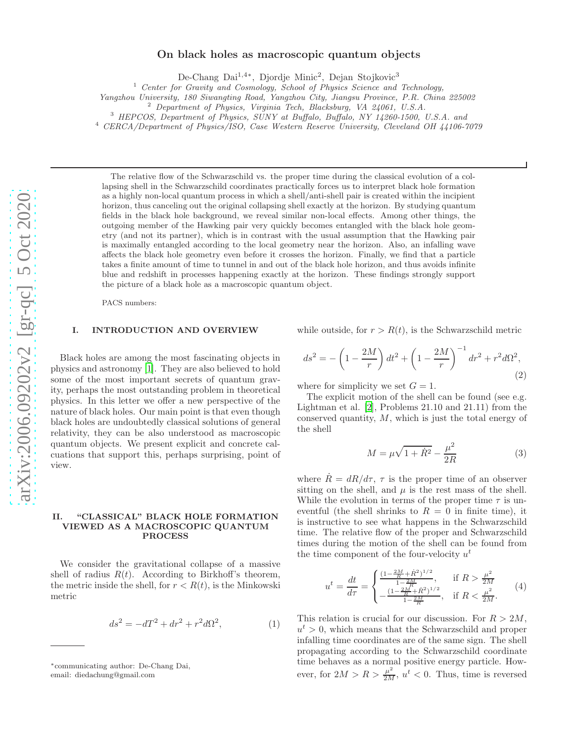# On black holes as macroscopic quantum objects

De-Chang Dai[1,4*], Djordje Minic[2], Dejan Stojkovic[3]

[1] *Center for Gravity and Cosmology, School of Physics Science and Technology, Yangzhou University, 180 Siwangting Road, Yangzhou City, Jiangsu Province, P.R. China 225002*
[2] *Department of Physics, Virginia Tech, Blacksburg, VA 24061, U.S.A.*
[3] *HEPCOS, Department of Physics, SUNY at Buffalo, Buffalo, NY 14260-1500, U.S.A. and*
[4] *CERCA/Department of Physics/ISO, Case Western Reserve University, Cleveland OH 44106-7079*

The relative flow of the Schwarzschild vs. the proper time during the classical evolution of a collapsing shell in the Schwarzschild coordinates practically forces us to interpret black hole formation as a highly non-local quantum process in which a shell/anti-shell pair is created within the incipient horizon, thus canceling out the original collapsing shell exactly at the horizon. By studying quantum fields in the black hole background, we reveal similar non-local effects. Among other things, the outgoing member of the Hawking pair very quickly becomes entangled with the black hole geometry (and not its partner), which is in contrast with the usual assumption that the Hawking pair is maximally entangled according to the local geometry near the horizon. Also, an infalling wave affects the black hole geometry even before it crosses the horizon. Finally, we find that a particle takes a finite amount of time to tunnel in and out of the black hole horizon, and thus avoids infinite blue and redshift in processes happening exactly at the horizon. These findings strongly support the picture of a black hole as a macroscopic quantum object.

PACS numbers:

## I. INTRODUCTION AND OVERVIEW

Black holes are among the most fascinating objects in physics and astronomy [1]. They are also believed to hold some of the most important secrets of quantum gravity, perhaps the most outstanding problem in theoretical physics. In this letter we offer a new perspective of the nature of black holes. Our main point is that even though black holes are undoubtedly classical solutions of general relativity, they can be also understood as macroscopic quantum objects. We present explicit and concrete calcuations that support this, perhaps surprising, point of view.

## II. "CLASSICAL" BLACK HOLE FORMATION VIEWED AS A MACROSCOPIC QUANTUM PROCESS

We consider the gravitational collapse of a massive shell of radius $R(t)$. According to Birkhoff's theorem, the metric inside the shell, for $r < R(t)$, is the Minkowski metric

$$ds^2 = -dT^2 + dr^2 + r^2 d\Omega^2, \tag{1}$$

while outside, for $r > R(t)$, is the Schwarzschild metric

$$ds^2 = -\left(1-\frac{2M}{r}\right)dt^2 + \left(1-\frac{2M}{r}\right)^{-1}dr^2 + r^2 d\Omega^2, \tag{2}$$

where for simplicity we set $G = 1$.

The explicit motion of the shell can be found (see e.g. Lightman et al. [2], Problems 21.10 and 21.11) from the conserved quantity, $M$, which is just the total energy of the shell

$$M = \mu\sqrt{1+\dot{R}^2} - \frac{\mu^2}{2R} \tag{3}$$

where $\dot{R} = dR/d\tau$, $\tau$ is the proper time of an observer sitting on the shell, and $\mu$ is the rest mass of the shell. While the evolution in terms of the proper time $\tau$ is uneventful (the shell shrinks to $R = 0$ in finite time), it is instructive to see what happens in the Schwarzschild time. The relative flow of the proper and Schwarzschild times during the motion of the shell can be found from the time component of the four-velocity $u^t$

$$u^t = \frac{dt}{d\tau} = \begin{cases} \frac{(1-\frac{2M}{R}+\dot{R}^2)^{1/2}}{1-\frac{2M}{R}}, & \text{if } R > \frac{\mu^2}{2M} \\ -\frac{(1-\frac{2M}{R}+\dot{R}^2)^{1/2}}{1-\frac{2M}{R}}, & \text{if } R < \frac{\mu^2}{2M}. \end{cases} \tag{4}$$

This relation is crucial for our discussion. For $R > 2M$, $u^t > 0$, which means that the Schwarzschild and proper infalling time coordinates are of the same sign. The shell propagating according to the Schwarzschild coordinate time behaves as a normal positive energy particle. However, for $2M > R > \frac{\mu^2}{2M}$, $u^t < 0$. Thus, time is reversed

---

*communicating author: De-Chang Dai, email: diedachung@gmail.com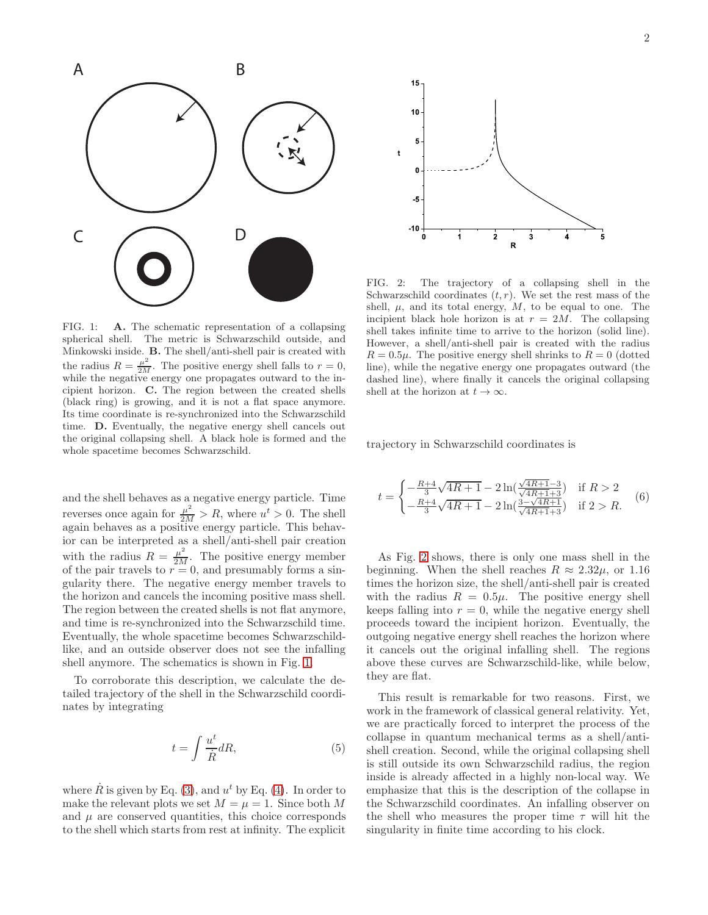FIG. 1: **A.** The schematic representation of a collapsing spherical shell. The metric is Schwarzschild outside, and Minkowski inside. **B.** The shell/anti-shell pair is created with the radius $R = \frac{\mu^2}{2M}$. The positive energy shell falls to $r = 0$, while the negative energy one propagates outward to the incipient horizon. **C.** The region between the created shells (black ring) is growing, and it is not a flat space anymore. Its time coordinate is re-synchronized into the Schwarzschild time. **D.** Eventually, the negative energy shell cancels out the original collapsing shell. A black hole is formed and the whole spacetime becomes Schwarzschild.

and the shell behaves as a negative energy particle. Time reverses once again for $\frac{\mu^2}{2M} > R$, where $u^t > 0$. The shell again behaves as a positive energy particle. This behavior can be interpreted as a shell/anti-shell pair creation with the radius $R = \frac{\mu^2}{2M}$. The positive energy member of the pair travels to $r = 0$, and presumably forms a singularity there. The negative energy member travels to the horizon and cancels the incoming positive mass shell. The region between the created shells is not flat anymore, and time is re-synchronized into the Schwarzschild time. Eventually, the whole spacetime becomes Schwarzschild-like, and an outside observer does not see the infalling shell anymore. The schematics is shown in Fig. 1.

To corroborate this description, we calculate the detailed trajectory of the shell in the Schwarzschild coordinates by integrating

$$t = \int \frac{u^t}{\dot{R}} dR, \tag{5}$$

where $\dot{R}$ is given by Eq. (3), and $u^t$ by Eq. (4). In order to make the relevant plots we set $M = \mu = 1$. Since both $M$ and $\mu$ are conserved quantities, this choice corresponds to the shell which starts from rest at infinity. The explicit trajectory in Schwarzschild coordinates is

$$t = \begin{cases} -\frac{R+4}{3}\sqrt{4R+1} - 2\ln(\frac{\sqrt{4R+1}-3}{\sqrt{4R+1}+3}) & \text{if } R > 2 \\ -\frac{R+4}{3}\sqrt{4R+1} - 2\ln(\frac{3-\sqrt{4R+1}}{\sqrt{4R+1}+3}) & \text{if } 2 > R. \end{cases} \tag{6}$$

FIG. 2: The trajectory of a collapsing shell in the Schwarzschild coordinates $(t, r)$. We set the rest mass of the shell, $\mu$, and its total energy, $M$, to be equal to one. The incipient black hole horizon is at $r = 2M$. The collapsing shell takes infinite time to arrive to the horizon (solid line). However, a shell/anti-shell pair is created with the radius $R = 0.5\mu$. The positive energy shell shrinks to $R = 0$ (dotted line), while the negative energy one propagates outward (the dashed line), where finally it cancels the original collapsing shell at the horizon at $t \to \infty$.

As Fig. 2 shows, there is only one mass shell in the beginning. When the shell reaches $R \approx 2.32\mu$, or 1.16 times the horizon size, the shell/anti-shell pair is created with the radius $R = 0.5\mu$. The positive energy shell keeps falling into $r = 0$, while the negative energy shell proceeds toward the incipient horizon. Eventually, the outgoing negative energy shell reaches the horizon where it cancels out the original infalling shell. The regions above these curves are Schwarzschild-like, while below, they are flat.

This result is remarkable for two reasons. First, we work in the framework of classical general relativity. Yet, we are practically forced to interpret the process of the collapse in quantum mechanical terms as a shell/anti-shell creation. Second, while the original collapsing shell is still outside its own Schwarzschild radius, the region inside is already affected in a highly non-local way. We emphasize that this is the description of the collapse in the Schwarzschild coordinates. An infalling observer on the shell who measures the proper time $\tau$ will hit the singularity in finite time according to his clock.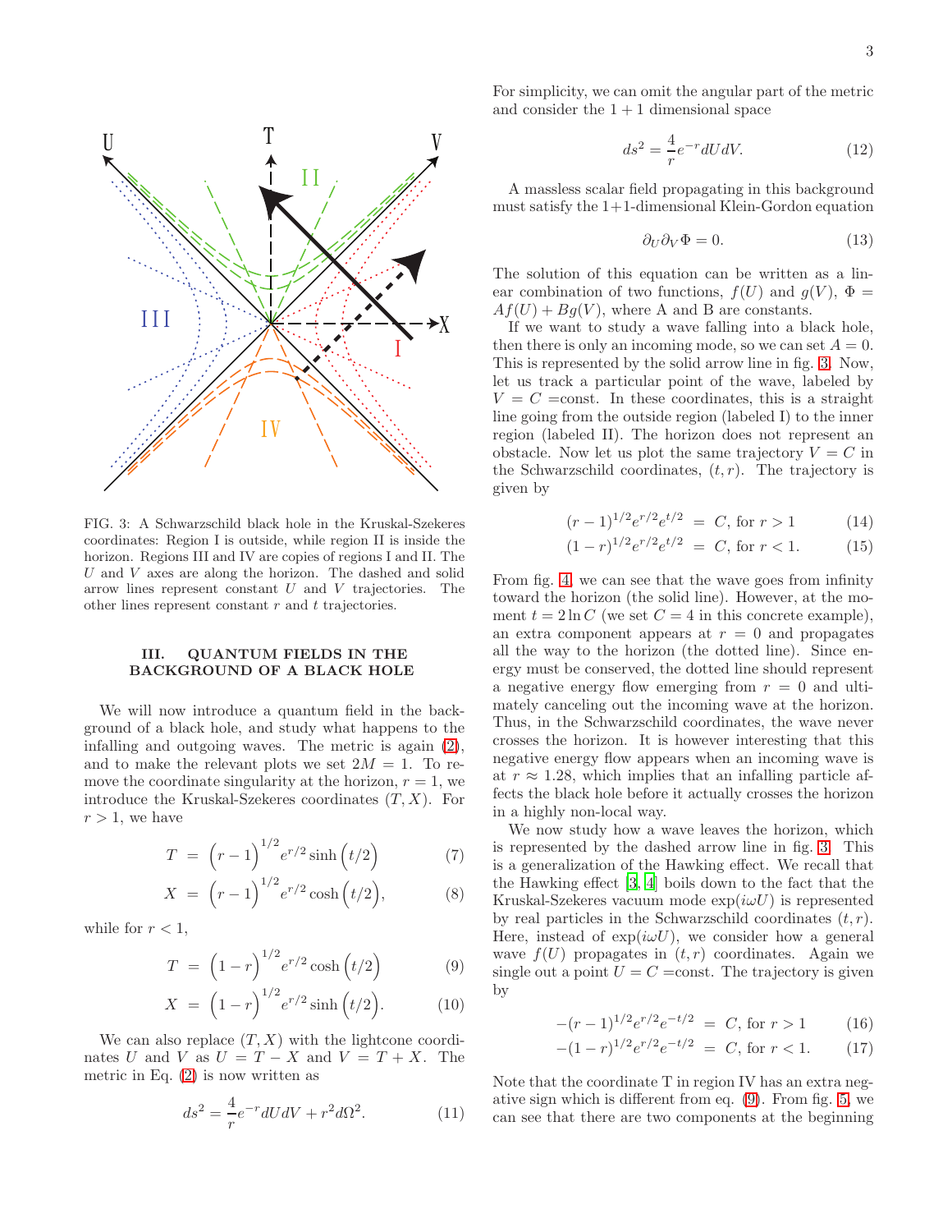FIG. 3: A Schwarzschild black hole in the Kruskal-Szekeres coordinates: Region I is outside, while region II is inside the horizon. Regions III and IV are copies of regions I and II. The $U$ and $V$ axes are along the horizon. The dashed and solid arrow lines represent constant $U$ and $V$ trajectories. The other lines represent constant $r$ and $t$ trajectories.

## III. QUANTUM FIELDS IN THE BACKGROUND OF A BLACK HOLE

We will now introduce a quantum field in the background of a black hole, and study what happens to the infalling and outgoing waves. The metric is again (2), and to make the relevant plots we set $2M = 1$. To remove the coordinate singularity at the horizon, $r = 1$, we introduce the Kruskal-Szekeres coordinates $(T, X)$. For $r > 1$, we have

$$T = \Big(r-1\Big)^{1/2} e^{r/2} \sinh\Big(t/2\Big) \tag{7}$$

$$X = \Big(r-1\Big)^{1/2} e^{r/2} \cosh\Big(t/2\Big), \tag{8}$$

while for $r < 1$,

$$T = \Big(1-r\Big)^{1/2} e^{r/2} \cosh\Big(t/2\Big) \tag{9}$$

$$X = \Big(1-r\Big)^{1/2} e^{r/2} \sinh\Big(t/2\Big). \tag{10}$$

We can also replace $(T, X)$ with the lightcone coordinates $U$ and $V$ as $U = T - X$ and $V = T + X$. The metric in Eq. (2) is now written as

$$ds^2 = \frac{4}{r} e^{-r} dU dV + r^2 d\Omega^2. \tag{11}$$

For simplicity, we can omit the angular part of the metric and consider the $1 + 1$ dimensional space

$$ds^2 = \frac{4}{r} e^{-r} dU dV. \tag{12}$$

A massless scalar field propagating in this background must satisfy the 1+1-dimensional Klein-Gordon equation

$$\partial_U \partial_V \Phi = 0. \tag{13}$$

The solution of this equation can be written as a linear combination of two functions, $f(U)$ and $g(V)$, $\Phi = Af(U) + Bg(V)$, where A and B are constants.

If we want to study a wave falling into a black hole, then there is only an incoming mode, so we can set $A = 0$. This is represented by the solid arrow line in fig. 3. Now, let us track a particular point of the wave, labeled by $V = C =$const. In these coordinates, this is a straight line going from the outside region (labeled I) to the inner region (labeled II). The horizon does not represent an obstacle. Now let us plot the same trajectory $V = C$ in the Schwarzschild coordinates, $(t, r)$. The trajectory is given by

$$(r-1)^{1/2} e^{r/2} e^{t/2} = C, \text{ for } r > 1 \tag{14}$$

$$(1-r)^{1/2} e^{r/2} e^{t/2} = C, \text{ for } r < 1. \tag{15}$$

From fig. 4, we can see that the wave goes from infinity toward the horizon (the solid line). However, at the moment $t = 2 \ln C$ (we set $C = 4$ in this concrete example), an extra component appears at $r = 0$ and propagates all the way to the horizon (the dotted line). Since energy must be conserved, the dotted line should represent a negative energy flow emerging from $r = 0$ and ultimately canceling out the incoming wave at the horizon. Thus, in the Schwarzschild coordinates, the wave never crosses the horizon. It is however interesting that this negative energy flow appears when an incoming wave is at $r \approx 1.28$, which implies that an infalling particle affects the black hole before it actually crosses the horizon in a highly non-local way.

We now study how a wave leaves the horizon, which is represented by the dashed arrow line in fig. 3. This is a generalization of the Hawking effect. We recall that the Hawking effect [3, 4] boils down to the fact that the Kruskal-Szekeres vacuum mode $\exp(i\omega U)$ is represented by real particles in the Schwarzschild coordinates $(t, r)$. Here, instead of $\exp(i\omega U)$, we consider how a general wave $f(U)$ propagates in $(t, r)$ coordinates. Again we single out a point $U = C =$const. The trajectory is given by

$$-(r-1)^{1/2} e^{r/2} e^{-t/2} = C, \text{ for } r > 1 \tag{16}$$

$$-(1-r)^{1/2} e^{r/2} e^{-t/2} = C, \text{ for } r < 1. \tag{17}$$

Note that the coordinate T in region IV has an extra negative sign which is different from eq. (9). From fig. 5 we can see that there are two components at the beginning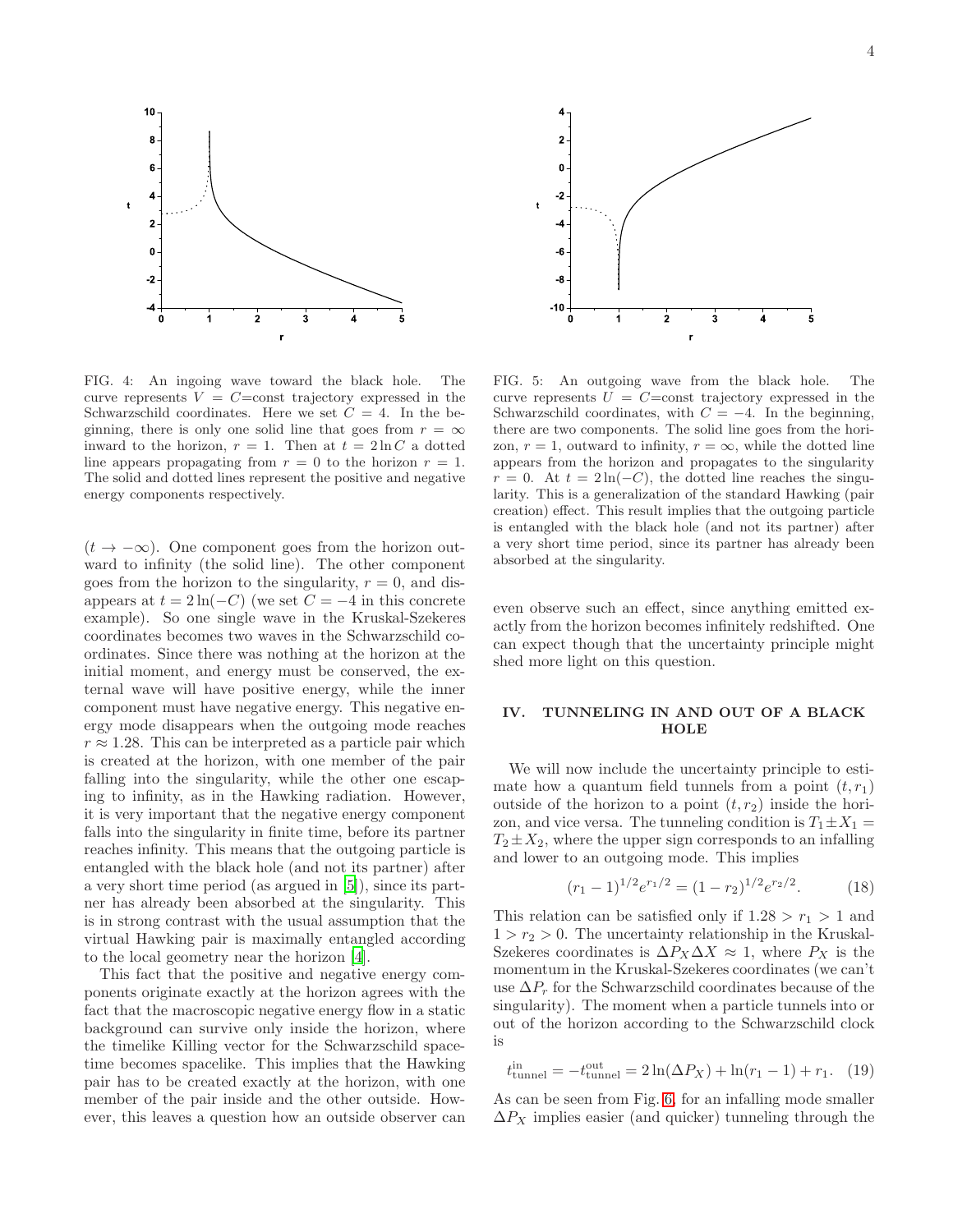FIG. 4: An ingoing wave toward the black hole. The curve represents $V = C$=const trajectory expressed in the Schwarzschild coordinates. Here we set $C = 4$. In the beginning, there is only one solid line that goes from $r = \infty$ inward to the horizon, $r = 1$. Then at $t = 2\ln C$ a dotted line appears propagating from $r = 0$ to the horizon $r = 1$. The solid and dotted lines represent the positive and negative energy components respectively.

FIG. 5: An outgoing wave from the black hole. The curve represents $U = C$=const trajectory expressed in the Schwarzschild coordinates, with $C = -4$. In the beginning, there are two components. The solid line goes from the horizon, $r = 1$, outward to infinity, $r = \infty$, while the dotted line appears from the horizon and propagates to the singularity $r = 0$. At $t = 2\ln(-C)$, the dotted line reaches the singularity. This is a generalization of the standard Hawking (pair creation) effect. This result implies that the outgoing particle is entangled with the black hole (and not its partner) after a very short time period, since its partner has already been absorbed at the singularity.

($t \to -\infty$). One component goes from the horizon outward to infinity (the solid line). The other component goes from the horizon to the singularity, $r = 0$, and disappears at $t = 2\ln(-C)$ (we set $C = -4$ in this concrete example). So one single wave in the Kruskal-Szekeres coordinates becomes two waves in the Schwarzschild coordinates. Since there was nothing at the horizon at the initial moment, and energy must be conserved, the external wave will have positive energy, while the inner component must have negative energy. This negative energy mode disappears when the outgoing mode reaches $r \approx 1.28$. This can be interpreted as a particle pair which is created at the horizon, with one member of the pair falling into the singularity, while the other one escaping to infinity, as in the Hawking radiation. However, it is very important that the negative energy component falls into the singularity in finite time, before its partner reaches infinity. This means that the outgoing particle is entangled with the black hole (and not its partner) after a very short time period (as argued in [5]), since its partner has already been absorbed at the singularity. This is in strong contrast with the usual assumption that the virtual Hawking pair is maximally entangled according to the local geometry near the horizon [4].

This fact that the positive and negative energy components originate exactly at the horizon agrees with the fact that the macroscopic negative energy flow in a static background can survive only inside the horizon, where the timelike Killing vector for the Schwarzschild spacetime becomes spacelike. This implies that the Hawking pair has to be created exactly at the horizon, with one member of the pair inside and the other outside. However, this leaves a question how an outside observer can even observe such an effect, since anything emitted exactly from the horizon becomes infinitely redshifted. One can expect though that the uncertainty principle might shed more light on this question.

## IV. TUNNELING IN AND OUT OF A BLACK HOLE

We will now include the uncertainty principle to estimate how a quantum field tunnels from a point $(t, r_1)$ outside of the horizon to a point $(t, r_2)$ inside the horizon, and vice versa. The tunneling condition is $T_1 \pm X_1 = T_2 \pm X_2$, where the upper sign corresponds to an infalling and lower to an outgoing mode. This implies

$$(r_1 - 1)^{1/2} e^{r_1/2} = (1 - r_2)^{1/2} e^{r_2/2}. \qquad (18)$$

This relation can be satisfied only if $1.28 > r_1 > 1$ and $1 > r_2 > 0$. The uncertainty relationship in the Kruskal-Szekeres coordinates is $\Delta P_X \Delta X \approx 1$, where $P_X$ is the momentum in the Kruskal-Szekeres coordinates (we can't use $\Delta P_r$ for the Schwarzschild coordinates because of the singularity). The moment when a particle tunnels into or out of the horizon according to the Schwarzschild clock is

$$t_{\rm tunnel}^{\rm in} = -t_{\rm tunnel}^{\rm out} = 2\ln(\Delta P_X) + \ln(r_1 - 1) + r_1. \qquad (19)$$

As can be seen from Fig. 6, for an infalling mode smaller $\Delta P_X$ implies easier (and quicker) tunneling through the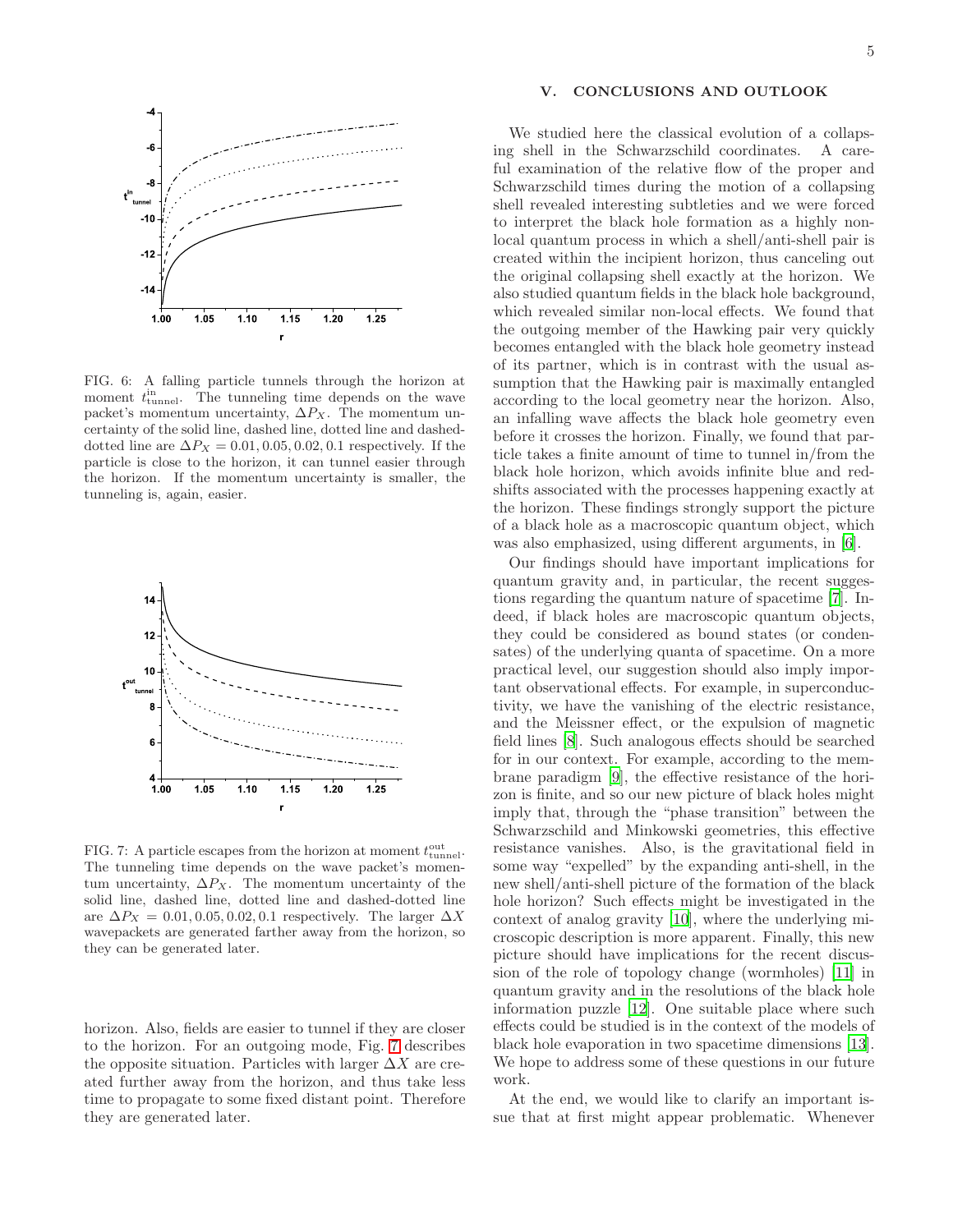FIG. 6: A falling particle tunnels through the horizon at moment $t^{\rm in}_{\rm tunnel}$. The tunneling time depends on the wave packet's momentum uncertainty, $\Delta P_X$. The momentum uncertainty of the solid line, dashed line, dotted line and dashed-dotted line are $\Delta P_X = 0.01, 0.05, 0.02, 0.1$ respectively. If the particle is close to the horizon, it can tunnel easier through the horizon. If the momentum uncertainty is smaller, the tunneling is, again, easier.

FIG. 7: A particle escapes from the horizon at moment $t^{\rm out}_{\rm tunnel}$. The tunneling time depends on the wave packet's momentum uncertainty, $\Delta P_X$. The momentum uncertainty of the solid line, dashed line, dotted line and dashed-dotted line are $\Delta P_X = 0.01, 0.05, 0.02, 0.1$ respectively. The larger $\Delta X$ wavepackets are generated farther away from the horizon, so they can be generated later.

horizon. Also, fields are easier to tunnel if they are closer to the horizon. For an outgoing mode, Fig. 7 describes the opposite situation. Particles with larger $\Delta X$ are created further away from the horizon, and thus take less time to propagate to some fixed distant point. Therefore they are generated later.

## V. CONCLUSIONS AND OUTLOOK

We studied here the classical evolution of a collapsing shell in the Schwarzschild coordinates. A careful examination of the relative flow of the proper and Schwarzschild times during the motion of a collapsing shell revealed interesting subtleties and we were forced to interpret the black hole formation as a highly non-local quantum process in which a shell/anti-shell pair is created within the incipient horizon, thus canceling out the original collapsing shell exactly at the horizon. We also studied quantum fields in the black hole background, which revealed similar non-local effects. We found that the outgoing member of the Hawking pair very quickly becomes entangled with the black hole geometry instead of its partner, which is in contrast with the usual assumption that the Hawking pair is maximally entangled according to the local geometry near the horizon. Also, an infalling wave affects the black hole geometry even before it crosses the horizon. Finally, we found that particle takes a finite amount of time to tunnel in/from the black hole horizon, which avoids infinite blue and redshifts associated with the processes happening exactly at the horizon. These findings strongly support the picture of a black hole as a macroscopic quantum object, which was also emphasized, using different arguments, in [6].

Our findings should have important implications for quantum gravity and, in particular, the recent suggestions regarding the quantum nature of spacetime [7]. Indeed, if black holes are macroscopic quantum objects, they could be considered as bound states (or condensates) of the underlying quanta of spacetime. On a more practical level, our suggestion should also imply important observational effects. For example, in superconductivity, we have the vanishing of the electric resistance, and the Meissner effect, or the expulsion of magnetic field lines [8]. Such analogous effects should be searched for in our context. For example, according to the membrane paradigm [9], the effective resistance of the horizon is finite, and so our new picture of black holes might imply that, through the "phase transition" between the Schwarzschild and Minkowski geometries, this effective resistance vanishes. Also, is the gravitational field in some way "expelled" by the expanding anti-shell, in the new shell/anti-shell picture of the formation of the black hole horizon? Such effects might be investigated in the context of analog gravity [10], where the underlying microscopic description is more apparent. Finally, this new picture should have implications for the recent discussion of the role of topology change (wormholes) [11] in quantum gravity and in the resolutions of the black hole information puzzle [12]. One suitable place where such effects could be studied is in the context of the models of black hole evaporation in two spacetime dimensions [13]. We hope to address some of these questions in our future work.

At the end, we would like to clarify an important issue that at first might appear problematic. Whenever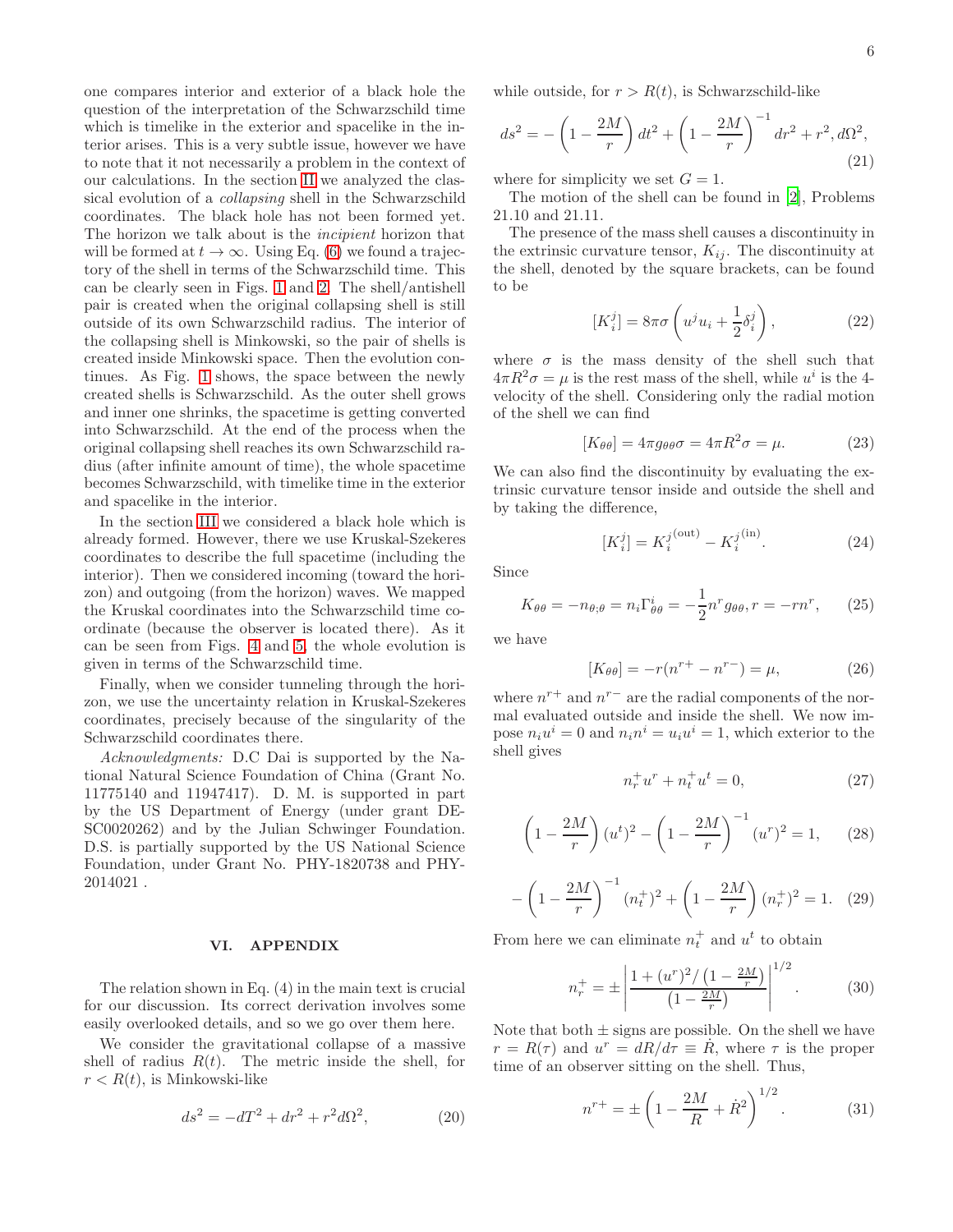one compares interior and exterior of a black hole the question of the interpretation of the Schwarzschild time which is timelike in the exterior and spacelike in the interior arises. This is a very subtle issue, however we have to note that it not necessarily a problem in the context of our calculations. In the section II we analyzed the classical evolution of a *collapsing* shell in the Schwarzschild coordinates. The black hole has not been formed yet. The horizon we talk about is the *incipient* horizon that will be formed at $t \to \infty$. Using Eq. (6) we found a trajectory of the shell in terms of the Schwarzschild time. This can be clearly seen in Figs. 1 and 2. The shell/antishell pair is created when the original collapsing shell is still outside of its own Schwarzschild radius. The interior of the collapsing shell is Minkowski, so the pair of shells is created inside Minkowski space. Then the evolution continues. As Fig. 1 shows, the space between the newly created shells is Schwarzschild. As the outer shell grows and inner one shrinks, the spacetime is getting converted into Schwarzschild. At the end of the process when the original collapsing shell reaches its own Schwarzschild radius (after infinite amount of time), the whole spacetime becomes Schwarzschild, with timelike time in the exterior and spacelike in the interior.

In the section III we considered a black hole which is already formed. However, there we use Kruskal-Szekeres coordinates to describe the full spacetime (including the interior). Then we considered incoming (toward the horizon) and outgoing (from the horizon) waves. We mapped the Kruskal coordinates into the Schwarzschild time coordinate (because the observer is located there). As it can be seen from Figs. 4 and 5, the whole evolution is given in terms of the Schwarzschild time.

Finally, when we consider tunneling through the horizon, we use the uncertainty relation in Kruskal-Szekeres coordinates, precisely because of the singularity of the Schwarzschild coordinates there.

*Acknowledgments:* D.C Dai is supported by the National Natural Science Foundation of China (Grant No. 11775140 and 11947417). D. M. is supported in part by the US Department of Energy (under grant DE-SC0020262) and by the Julian Schwinger Foundation. D.S. is partially supported by the US National Science Foundation, under Grant No. PHY-1820738 and PHY-2014021 .

## VI. APPENDIX

The relation shown in Eq. (4) in the main text is crucial for our discussion. Its correct derivation involves some easily overlooked details, and so we go over them here.

We consider the gravitational collapse of a massive shell of radius $R(t)$. The metric inside the shell, for $r < R(t)$, is Minkowski-like

$$ds^2 = -dT^2 + dr^2 + r^2 d\Omega^2, \tag{20}$$

while outside, for $r > R(t)$, is Schwarzschild-like

$$ds^2 = -\left(1 - \frac{2M}{r}\right) dt^2 + \left(1 - \frac{2M}{r}\right)^{-1} dr^2 + r^2, d\Omega^2, \tag{21}$$

where for simplicity we set $G = 1$.

The motion of the shell can be found in [2], Problems 21.10 and 21.11.

The presence of the mass shell causes a discontinuity in the extrinsic curvature tensor, $K_{ij}$. The discontinuity at the shell, denoted by the square brackets, can be found to be

$$[K_i^j] = 8\pi\sigma \left(u^j u_i + \frac{1}{2}\delta_i^j\right), \tag{22}$$

where $\sigma$ is the mass density of the shell such that $4\pi R^2 \sigma = \mu$ is the rest mass of the shell, while $u^i$ is the 4-velocity of the shell. Considering only the radial motion of the shell we can find

$$[K_{\theta\theta}] = 4\pi g_{\theta\theta}\sigma = 4\pi R^2 \sigma = \mu. \tag{23}$$

We can also find the discontinuity by evaluating the extrinsic curvature tensor inside and outside the shell and by taking the difference,

$$[K_i^j] = K_i^{j\,(\mathrm{out})} - K_i^{j\,(\mathrm{in})}. \tag{24}$$

Since

$$K_{\theta\theta} = -n_{\theta;\theta} = n_i \Gamma^i_{\theta\theta} = -\frac{1}{2} n^r g_{\theta\theta}, r = -r n^r, \tag{25}$$

we have

$$[K_{\theta\theta}] = -r(n^{r+} - n^{r-}) = \mu, \tag{26}$$

where $n^{r+}$ and $n^{r-}$ are the radial components of the normal evaluated outside and inside the shell. We now impose $n_i u^i = 0$ and $n_i n^i = u_i u^i = 1$, which exterior to the shell gives

$$n_r^+ u^r + n_t^+ u^t = 0, \tag{27}$$

$$\left(1 - \frac{2M}{r}\right)(u^t)^2 - \left(1 - \frac{2M}{r}\right)^{-1} (u^r)^2 = 1, \tag{28}$$

$$-\left(1 - \frac{2M}{r}\right)^{-1} (n_t^+)^2 + \left(1 - \frac{2M}{r}\right) (n_r^+)^2 = 1. \tag{29}$$

From here we can eliminate $n_t^+$ and $u^t$ to obtain

$$n_r^+ = \pm \left| \frac{1 + (u^r)^2 / \left(1 - \frac{2M}{r}\right)}{\left(1 - \frac{2M}{r}\right)} \right|^{1/2}. \tag{30}$$

Note that both $\pm$ signs are possible. On the shell we have $r = R(\tau)$ and $u^r = dR/d\tau \equiv \dot{R}$, where $\tau$ is the proper time of an observer sitting on the shell. Thus,

$$n^{r+} = \pm \left(1 - \frac{2M}{R} + \dot{R}^2\right)^{1/2}. \tag{31}$$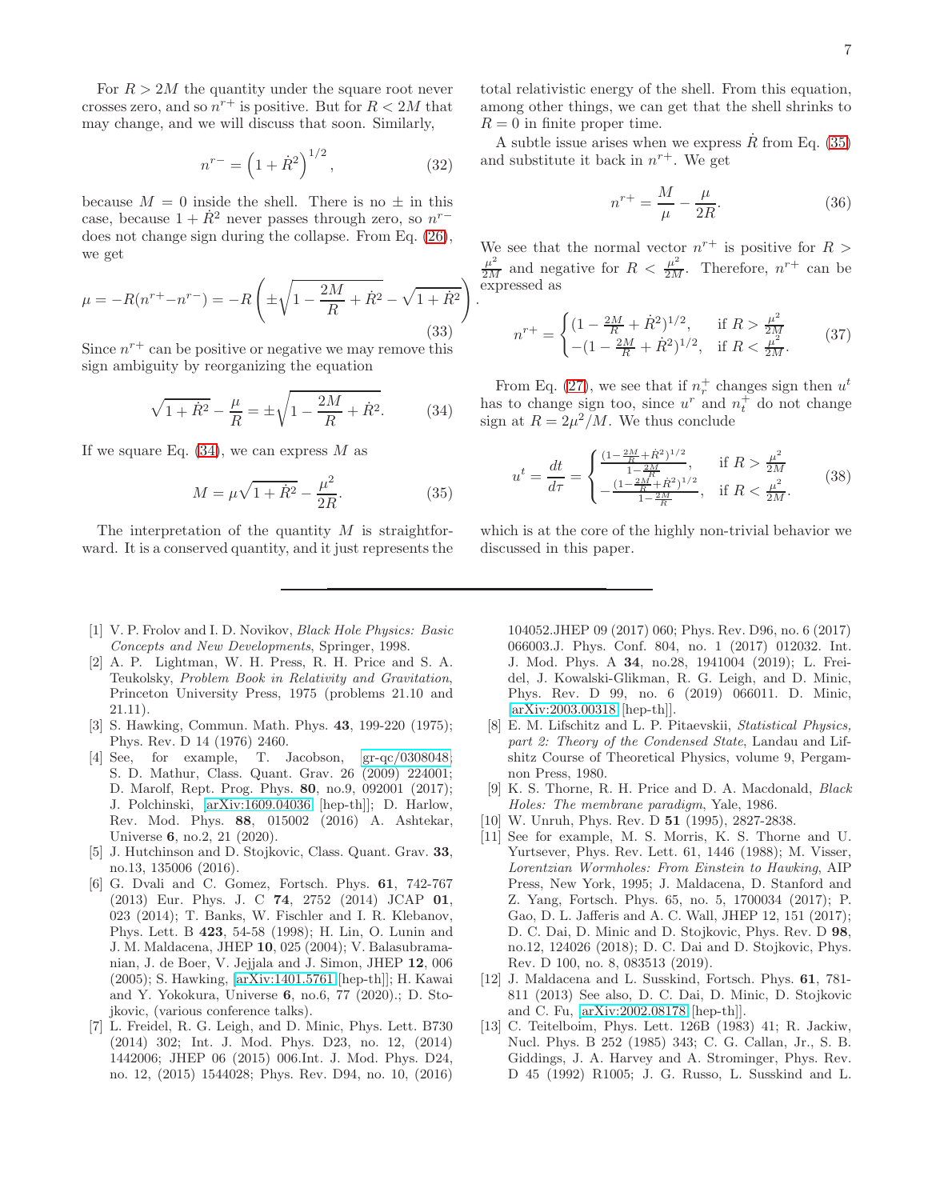For $R > 2M$ the quantity under the square root never crosses zero, and so $n^{r+}$ is positive. But for $R < 2M$ that may change, and we will discuss that soon. Similarly,

$$n^{r-} = \left(1 + \dot{R}^2\right)^{1/2}, \tag{32}$$

because $M = 0$ inside the shell. There is no $\pm$ in this case, because $1 + \dot{R}^2$ never passes through zero, so $n^{r-}$ does not change sign during the collapse. From Eq. (26), we get

$$\mu = -R(n^{r+} - n^{r-}) = -R\left(\pm\sqrt{1 - \frac{2M}{R} + \dot{R}^2} - \sqrt{1 + \dot{R}^2}\right). \tag{33}$$

Since $n^{r+}$ can be positive or negative we may remove this sign ambiguity by reorganizing the equation

$$\sqrt{1 + \dot{R}^2} - \frac{\mu}{R} = \pm\sqrt{1 - \frac{2M}{R} + \dot{R}^2}. \tag{34}$$

If we square Eq. (34), we can express $M$ as

$$M = \mu\sqrt{1 + \dot{R}^2} - \frac{\mu^2}{2R}. \tag{35}$$

The interpretation of the quantity $M$ is straightforward. It is a conserved quantity, and it just represents the total relativistic energy of the shell. From this equation, among other things, we can get that the shell shrinks to $R = 0$ in finite proper time.

A subtle issue arises when we express $\dot{R}$ from Eq. (35) and substitute it back in $n^{r+}$. We get

$$n^{r+} = \frac{M}{\mu} - \frac{\mu}{2R}. \tag{36}$$

We see that the normal vector $n^{r+}$ is positive for $R > \frac{\mu^2}{2M}$ and negative for $R < \frac{\mu^2}{2M}$. Therefore, $n^{r+}$ can be expressed as

$$n^{r+} = \begin{cases} (1 - \frac{2M}{R} + \dot{R}^2)^{1/2}, & \text{if } R > \frac{\mu^2}{2M} \\ -(1 - \frac{2M}{R} + \dot{R}^2)^{1/2}, & \text{if } R < \frac{\mu^2}{2M}. \end{cases} \tag{37}$$

From Eq. (27), we see that if $n_r^+$ changes sign then $u^t$ has to change sign too, since $u^r$ and $n_t^+$ do not change sign at $R = 2\mu^2/M$. We thus conclude

$$u^t = \frac{dt}{d\tau} = \begin{cases} \frac{(1 - \frac{2M}{R} + \dot{R}^2)^{1/2}}{1 - \frac{2M}{R}}, & \text{if } R > \frac{\mu^2}{2M} \\ -\frac{(1 - \frac{2M}{R} + \dot{R}^2)^{1/2}}{1 - \frac{2M}{R}}, & \text{if } R < \frac{\mu^2}{2M}. \end{cases} \tag{38}$$

which is at the core of the highly non-trivial behavior we discussed in this paper.

---

[1] V. P. Frolov and I. D. Novikov, *Black Hole Physics: Basic Concepts and New Developments*, Springer, 1998.

[2] A. P. Lightman, W. H. Press, R. H. Price and S. A. Teukolsky, *Problem Book in Relativity and Gravitation*, Princeton University Press, 1975 (problems 21.10 and 21.11).

[3] S. Hawking, Commun. Math. Phys. **43**, 199-220 (1975); Phys. Rev. D 14 (1976) 2460.

[4] See, for example, T. Jacobson, gr-qc/0308048; S. D. Mathur, Class. Quant. Grav. 26 (2009) 224001; D. Marolf, Rept. Prog. Phys. **80**, no.9, 092001 (2017); J. Polchinski, arXiv:1609.04036 [hep-th]]; D. Harlow, Rev. Mod. Phys. **88**, 015002 (2016) A. Ashtekar, Universe **6**, no.2, 21 (2020).

[5] J. Hutchinson and D. Stojkovic, Class. Quant. Grav. **33**, no.13, 135006 (2016).

[6] G. Dvali and C. Gomez, Fortsch. Phys. **61**, 742-767 (2013) Eur. Phys. J. C **74**, 2752 (2014) JCAP **01**, 023 (2014); T. Banks, W. Fischler and I. R. Klebanov, Phys. Lett. B **423**, 54-58 (1998); H. Lin, O. Lunin and J. M. Maldacena, JHEP **10**, 025 (2004); V. Balasubramanian, J. de Boer, V. Jejjala and J. Simon, JHEP **12**, 006 (2005); S. Hawking, arXiv:1401.5761 [hep-th]]; H. Kawai and Y. Yokokura, Universe **6**, no.6, 77 (2020).; D. Stojkovic, (various conference talks).

[7] L. Freidel, R. G. Leigh, and D. Minic, Phys. Lett. B730 (2014) 302; Int. J. Mod. Phys. D23, no. 12, (2014) 1442006; JHEP 06 (2015) 006.Int. J. Mod. Phys. D24, no. 12, (2015) 1544028; Phys. Rev. D94, no. 10, (2016) 104052.JHEP 09 (2017) 060; Phys. Rev. D96, no. 6 (2017) 066003.J. Phys. Conf. 804, no. 1 (2017) 012032. Int. J. Mod. Phys. A **34**, no.28, 1941004 (2019); L. Freidel, J. Kowalski-Glikman, R. G. Leigh, and D. Minic, Phys. Rev. D 99, no. 6 (2019) 066011. D. Minic, arXiv:2003.00318 [hep-th]].

[8] E. M. Lifschitz and L. P. Pitaevskii, *Statistical Physics, part 2: Theory of the Condensed State*, Landau and Lifshitz Course of Theoretical Physics, volume 9, Pergamnon Press, 1980.

[9] K. S. Thorne, R. H. Price and D. A. Macdonald, *Black Holes: The membrane paradigm*, Yale, 1986.

[10] W. Unruh, Phys. Rev. D **51** (1995), 2827-2838.

[11] See for example, M. S. Morris, K. S. Thorne and U. Yurtsever, Phys. Rev. Lett. 61, 1446 (1988); M. Visser, *Lorentzian Wormholes: From Einstein to Hawking*, AIP Press, New York, 1995; J. Maldacena, D. Stanford and Z. Yang, Fortsch. Phys. 65, no. 5, 1700034 (2017); P. Gao, D. L. Jafferis and A. C. Wall, JHEP 12, 151 (2017); D. C. Dai, D. Minic and D. Stojkovic, Phys. Rev. D **98**, no.12, 124026 (2018); D. C. Dai and D. Stojkovic, Phys. Rev. D 100, no. 8, 083513 (2019).

[12] J. Maldacena and L. Susskind, Fortsch. Phys. **61**, 781-811 (2013) See also, D. C. Dai, D. Minic, D. Stojkovic and C. Fu, arXiv:2002.08178 [hep-th]].

[13] C. Teitelboim, Phys. Lett. 126B (1983) 41; R. Jackiw, Nucl. Phys. B 252 (1985) 343; C. G. Callan, Jr., S. B. Giddings, J. A. Harvey and A. Strominger, Phys. Rev. D 45 (1992) R1005; J. G. Russo, L. Susskind and L.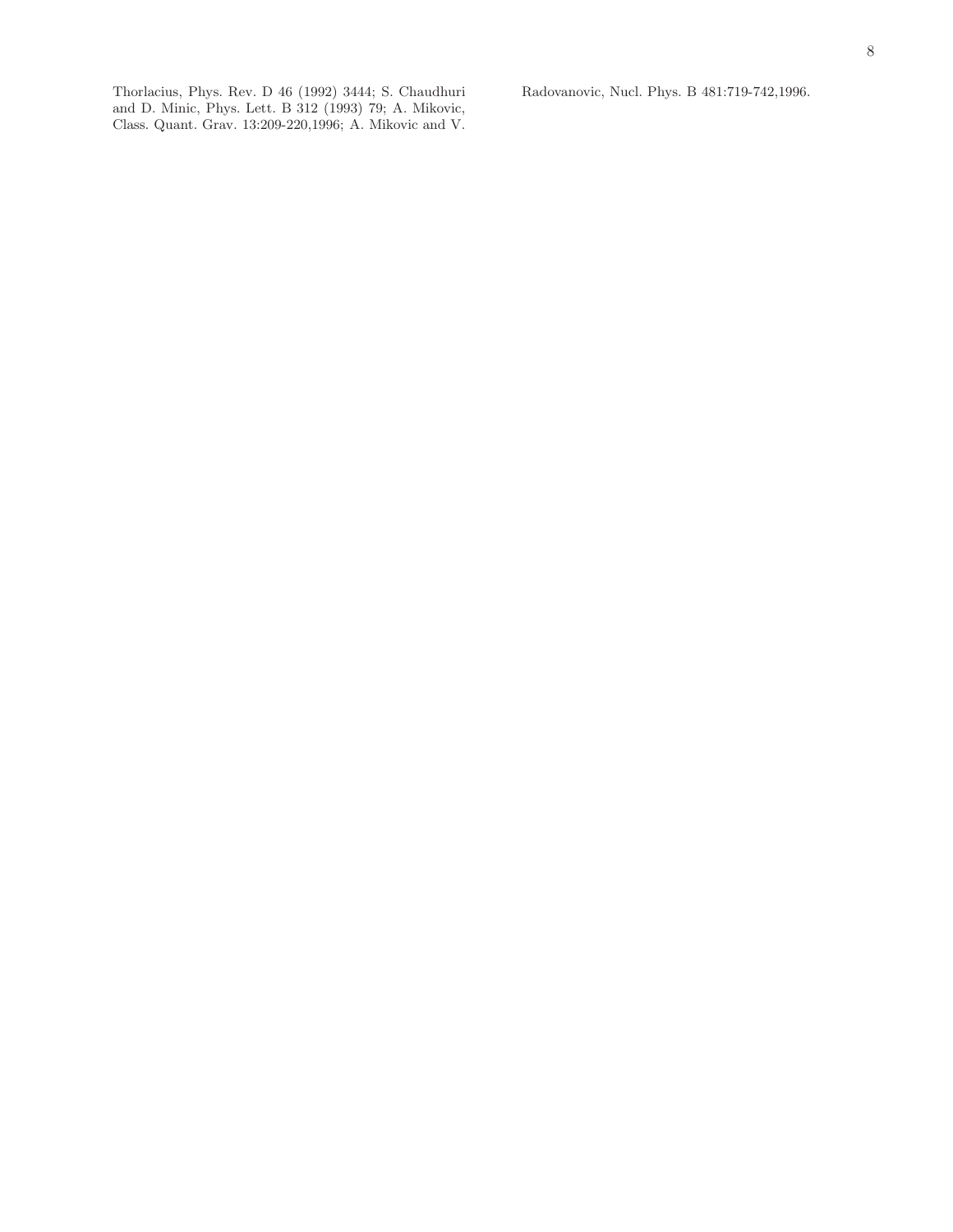Thorlacius, Phys. Rev. D 46 (1992) 3444; S. Chaudhuri and D. Minic, Phys. Lett. B 312 (1993) 79; A. Mikovic, Class. Quant. Grav. 13:209-220,1996; A. Mikovic and V. Radovanovic, Nucl. Phys. B 481:719-742,1996.